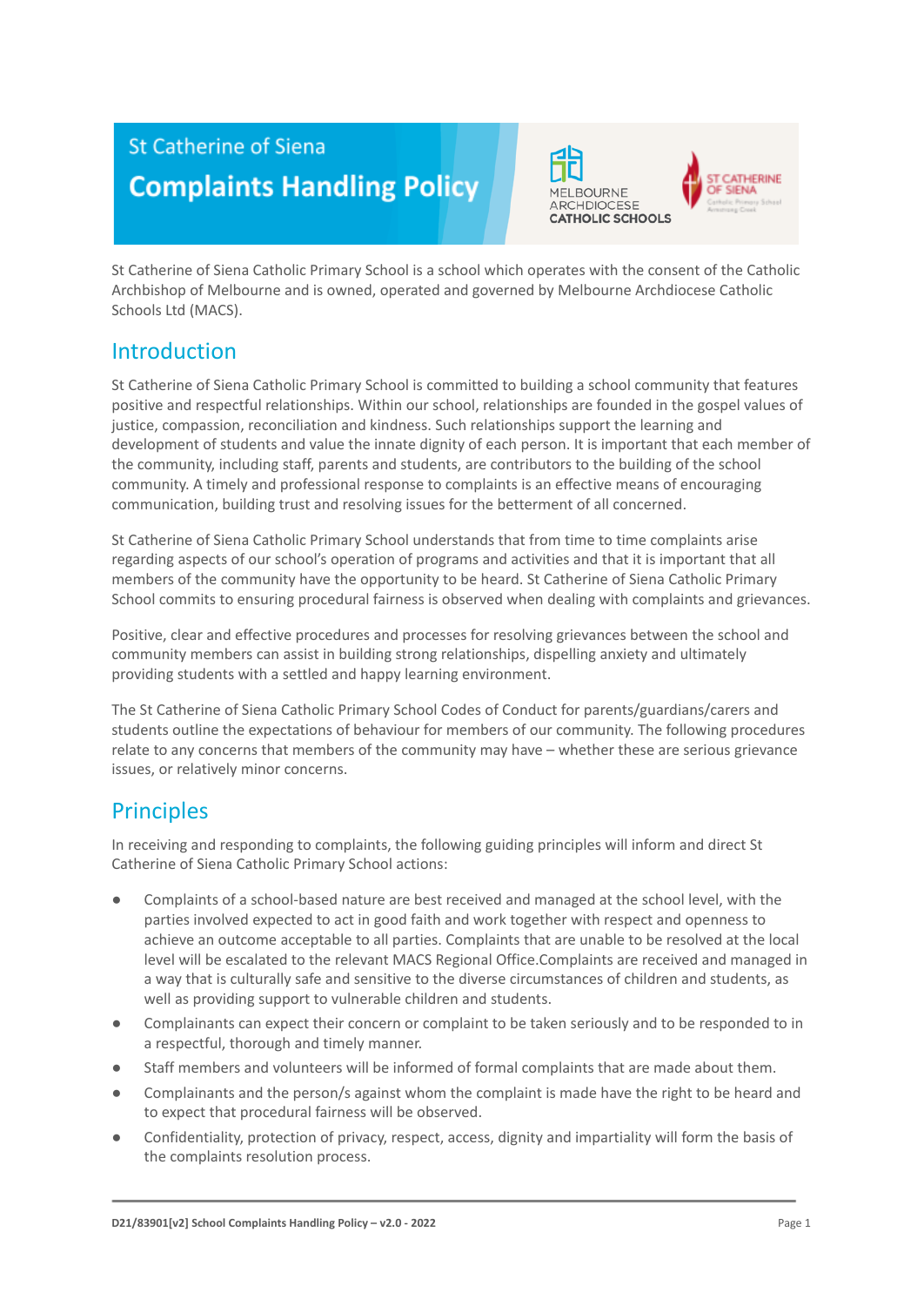# St Catherine of Siena

# Complaints Handling Policy

St Catherine of Siena Catholic Primary School is a school which operates with the consent of the Catholic Archbishop of Melbourne and is owned, operated and governed by Melbourne Archdiocese Catholic Schools Ltd (MACS).

## Introduction

St Catherine of Siena Catholic Primary School is committed to building a school community that features positive and respectful relationships. Within our school, relationships are founded in the gospel values of justice, compassion, reconciliation and kindness. Such relationships support the learning and development of students and value the innate dignity of each person. It is important that each member of the community, including staff, parents and students, are contributors to the building of the school community. A timely and professional response to complaints is an effective means of encouraging communication, building trust and resolving issues for the betterment of all concerned.

St Catherine of Siena Catholic Primary School understands that from time to time complaints arise regarding aspects of our school's operation of programs and activities and that it is important that all members of the community have the opportunity to be heard. St Catherine of Siena Catholic Primary School commits to ensuring procedural fairness is observed when dealing with complaints and grievances.

Positive, clear and effective procedures and processes for resolving grievances between the school and community members can assist in building strong relationships, dispelling anxiety and ultimately providing students with a settled and happy learning environment.

The St Catherine of Siena Catholic Primary School Codes of Conduct for parents/guardians/carers and students outline the expectations of behaviour for members of our community. The following procedures relate to any concerns that members of the community may have – whether these are serious grievance issues, or relatively minor concerns.

## Principles

In receiving and responding to complaints, the following guiding principles will inform and direct St Catherine of Siena Catholic Primary School actions:

- Complaints of a school-based nature are best received and managed at the school level, with the parties involved expected to act in good faith and work together with respect and openness to achieve an outcome acceptable to all parties. Complaints that are unable to be resolved at the local level will be escalated to the relevant MACS Regional Office.Complaints are received and managed in a way that is culturally safe and sensitive to the diverse circumstances of children and students, as well as providing support to vulnerable children and students.
- Complainants can expect their concern or complaint to be taken seriously and to be responded to in a respectful, thorough and timely manner.
- Staff members and volunteers will be informed of formal complaints that are made about them.
- Complainants and the person/s against whom the complaint is made have the right to be heard and to expect that procedural fairness will be observed.
- Confidentiality, protection of privacy, respect, access, dignity and impartiality will form the basis of the complaints resolution process.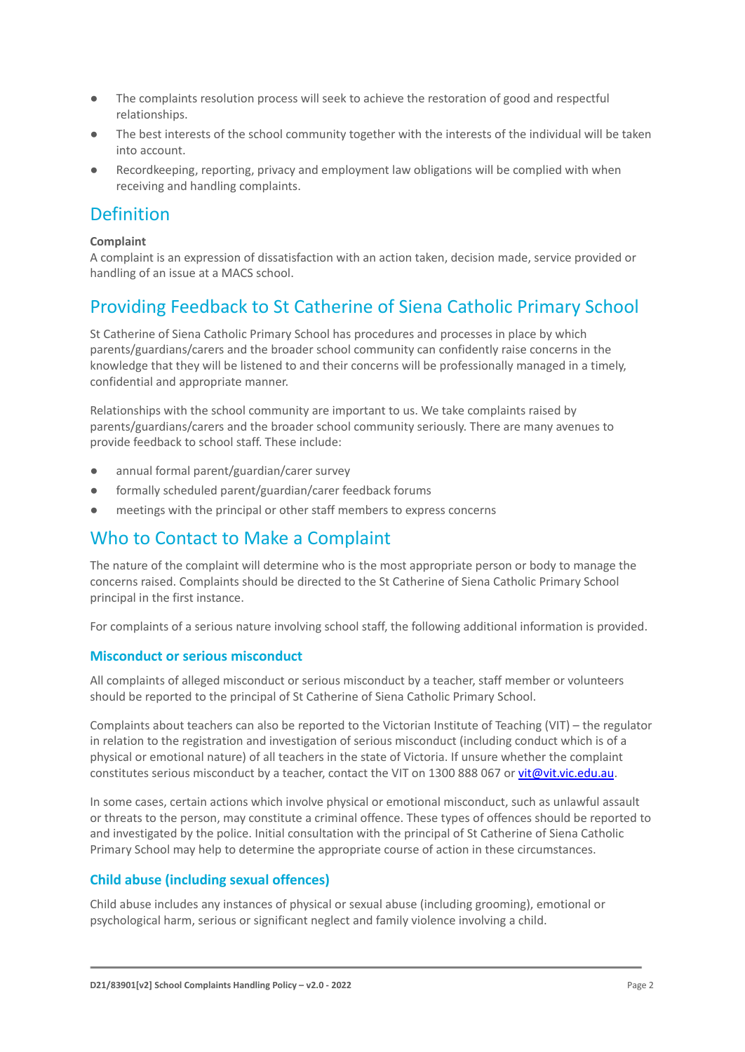- The complaints resolution process will seek to achieve the restoration of good and respectful relationships.
- The best interests of the school community together with the interests of the individual will be taken into account.
- Recordkeeping, reporting, privacy and employment law obligations will be complied with when receiving and handling complaints.

## Definition

**Complaint**
A complaint is an expression of dissatisfaction with an action taken, decision made, service provided or handling of an issue at a MACS school.

## Providing Feedback to St Catherine of Siena Catholic Primary School

St Catherine of Siena Catholic Primary School has procedures and processes in place by which parents/guardians/carers and the broader school community can confidently raise concerns in the knowledge that they will be listened to and their concerns will be professionally managed in a timely, confidential and appropriate manner.

Relationships with the school community are important to us. We take complaints raised by parents/guardians/carers and the broader school community seriously. There are many avenues to provide feedback to school staff. These include:

- annual formal parent/guardian/carer survey
- formally scheduled parent/guardian/carer feedback forums
- meetings with the principal or other staff members to express concerns

## Who to Contact to Make a Complaint

The nature of the complaint will determine who is the most appropriate person or body to manage the concerns raised. Complaints should be directed to the St Catherine of Siena Catholic Primary School principal in the first instance.

For complaints of a serious nature involving school staff, the following additional information is provided.

### Misconduct or serious misconduct

All complaints of alleged misconduct or serious misconduct by a teacher, staff member or volunteers should be reported to the principal of St Catherine of Siena Catholic Primary School.

Complaints about teachers can also be reported to the Victorian Institute of Teaching (VIT) – the regulator in relation to the registration and investigation of serious misconduct (including conduct which is of a physical or emotional nature) of all teachers in the state of Victoria. If unsure whether the complaint constitutes serious misconduct by a teacher, contact the VIT on 1300 888 067 or vit@vit.vic.edu.au.

In some cases, certain actions which involve physical or emotional misconduct, such as unlawful assault or threats to the person, may constitute a criminal offence. These types of offences should be reported to and investigated by the police. Initial consultation with the principal of St Catherine of Siena Catholic Primary School may help to determine the appropriate course of action in these circumstances.

### Child abuse (including sexual offences)

Child abuse includes any instances of physical or sexual abuse (including grooming), emotional or psychological harm, serious or significant neglect and family violence involving a child.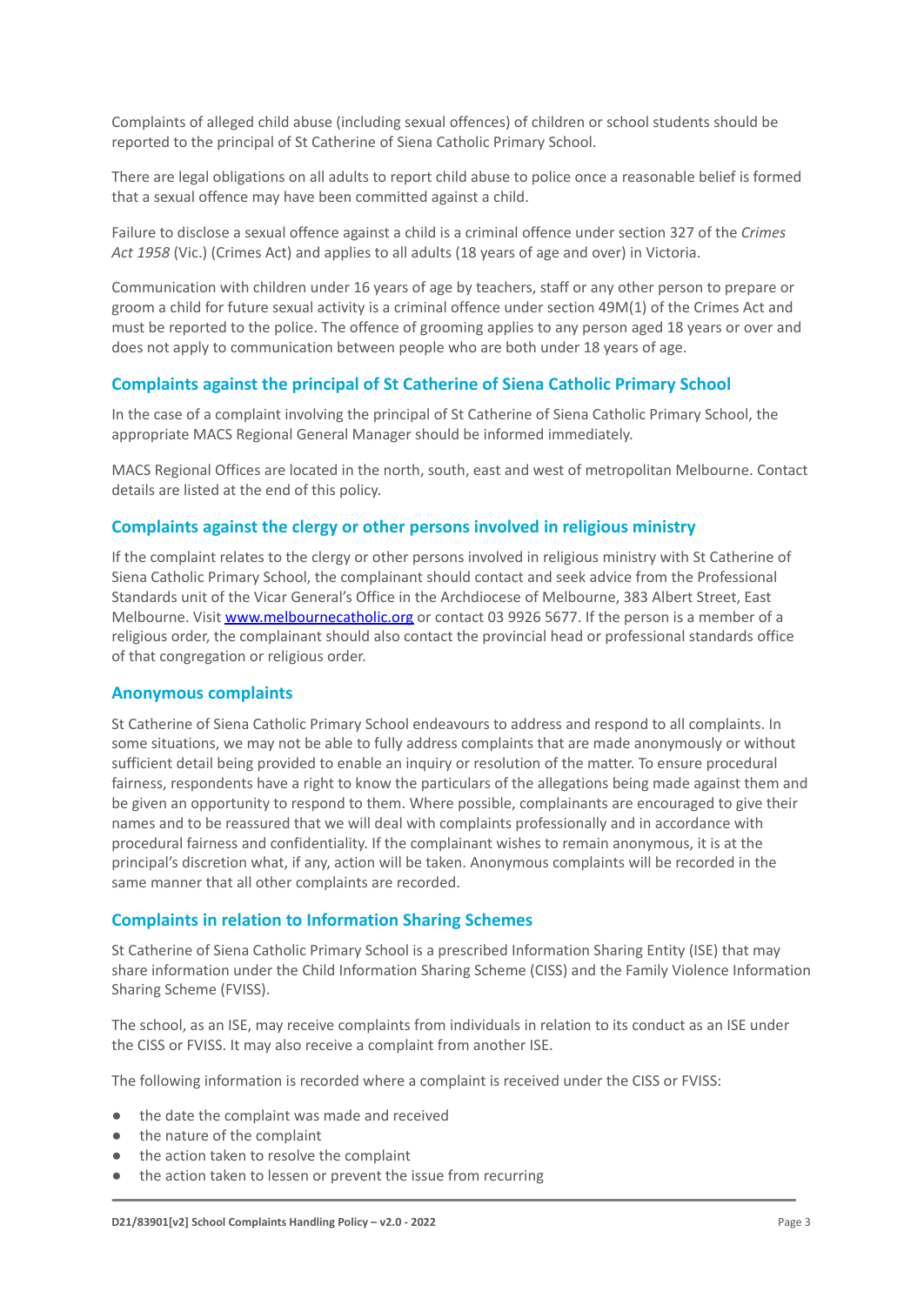Complaints of alleged child abuse (including sexual offences) of children or school students should be reported to the principal of St Catherine of Siena Catholic Primary School.

There are legal obligations on all adults to report child abuse to police once a reasonable belief is formed that a sexual offence may have been committed against a child.

Failure to disclose a sexual offence against a child is a criminal offence under section 327 of the *Crimes Act 1958* (Vic.) (Crimes Act) and applies to all adults (18 years of age and over) in Victoria.

Communication with children under 16 years of age by teachers, staff or any other person to prepare or groom a child for future sexual activity is a criminal offence under section 49M(1) of the Crimes Act and must be reported to the police. The offence of grooming applies to any person aged 18 years or over and does not apply to communication between people who are both under 18 years of age.

### Complaints against the principal of St Catherine of Siena Catholic Primary School

In the case of a complaint involving the principal of St Catherine of Siena Catholic Primary School, the appropriate MACS Regional General Manager should be informed immediately.

MACS Regional Offices are located in the north, south, east and west of metropolitan Melbourne. Contact details are listed at the end of this policy.

### Complaints against the clergy or other persons involved in religious ministry

If the complaint relates to the clergy or other persons involved in religious ministry with St Catherine of Siena Catholic Primary School, the complainant should contact and seek advice from the Professional Standards unit of the Vicar General's Office in the Archdiocese of Melbourne, 383 Albert Street, East Melbourne. Visit [www.melbournecatholic.org](http://www.melbournecatholic.org) or contact 03 9926 5677. If the person is a member of a religious order, the complainant should also contact the provincial head or professional standards office of that congregation or religious order.

### Anonymous complaints

St Catherine of Siena Catholic Primary School endeavours to address and respond to all complaints. In some situations, we may not be able to fully address complaints that are made anonymously or without sufficient detail being provided to enable an inquiry or resolution of the matter. To ensure procedural fairness, respondents have a right to know the particulars of the allegations being made against them and be given an opportunity to respond to them. Where possible, complainants are encouraged to give their names and to be reassured that we will deal with complaints professionally and in accordance with procedural fairness and confidentiality. If the complainant wishes to remain anonymous, it is at the principal's discretion what, if any, action will be taken. Anonymous complaints will be recorded in the same manner that all other complaints are recorded.

### Complaints in relation to Information Sharing Schemes

St Catherine of Siena Catholic Primary School is a prescribed Information Sharing Entity (ISE) that may share information under the Child Information Sharing Scheme (CISS) and the Family Violence Information Sharing Scheme (FVISS).

The school, as an ISE, may receive complaints from individuals in relation to its conduct as an ISE under the CISS or FVISS. It may also receive a complaint from another ISE.

The following information is recorded where a complaint is received under the CISS or FVISS:

- the date the complaint was made and received
- the nature of the complaint
- the action taken to resolve the complaint
- the action taken to lessen or prevent the issue from recurring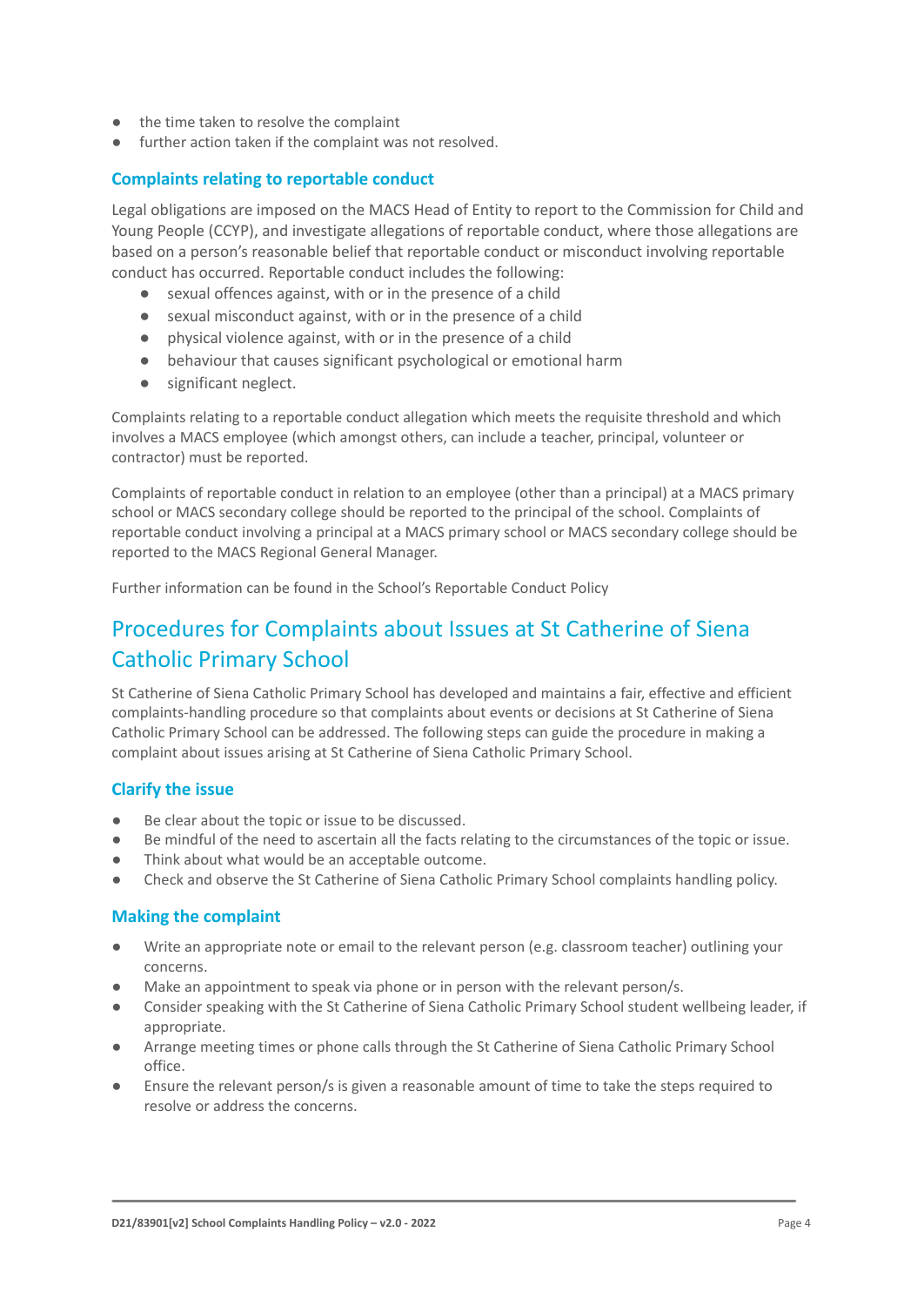- the time taken to resolve the complaint
- further action taken if the complaint was not resolved.

### Complaints relating to reportable conduct

Legal obligations are imposed on the MACS Head of Entity to report to the Commission for Child and Young People (CCYP), and investigate allegations of reportable conduct, where those allegations are based on a person's reasonable belief that reportable conduct or misconduct involving reportable conduct has occurred. Reportable conduct includes the following:

- sexual offences against, with or in the presence of a child
- sexual misconduct against, with or in the presence of a child
- physical violence against, with or in the presence of a child
- behaviour that causes significant psychological or emotional harm
- significant neglect.

Complaints relating to a reportable conduct allegation which meets the requisite threshold and which involves a MACS employee (which amongst others, can include a teacher, principal, volunteer or contractor) must be reported.

Complaints of reportable conduct in relation to an employee (other than a principal) at a MACS primary school or MACS secondary college should be reported to the principal of the school. Complaints of reportable conduct involving a principal at a MACS primary school or MACS secondary college should be reported to the MACS Regional General Manager.

Further information can be found in the School's Reportable Conduct Policy

## Procedures for Complaints about Issues at St Catherine of Siena Catholic Primary School

St Catherine of Siena Catholic Primary School has developed and maintains a fair, effective and efficient complaints-handling procedure so that complaints about events or decisions at St Catherine of Siena Catholic Primary School can be addressed. The following steps can guide the procedure in making a complaint about issues arising at St Catherine of Siena Catholic Primary School.

### Clarify the issue

- Be clear about the topic or issue to be discussed.
- Be mindful of the need to ascertain all the facts relating to the circumstances of the topic or issue.
- Think about what would be an acceptable outcome.
- Check and observe the St Catherine of Siena Catholic Primary School complaints handling policy.

### Making the complaint

- Write an appropriate note or email to the relevant person (e.g. classroom teacher) outlining your concerns.
- Make an appointment to speak via phone or in person with the relevant person/s.
- Consider speaking with the St Catherine of Siena Catholic Primary School student wellbeing leader, if appropriate.
- Arrange meeting times or phone calls through the St Catherine of Siena Catholic Primary School office.
- Ensure the relevant person/s is given a reasonable amount of time to take the steps required to resolve or address the concerns.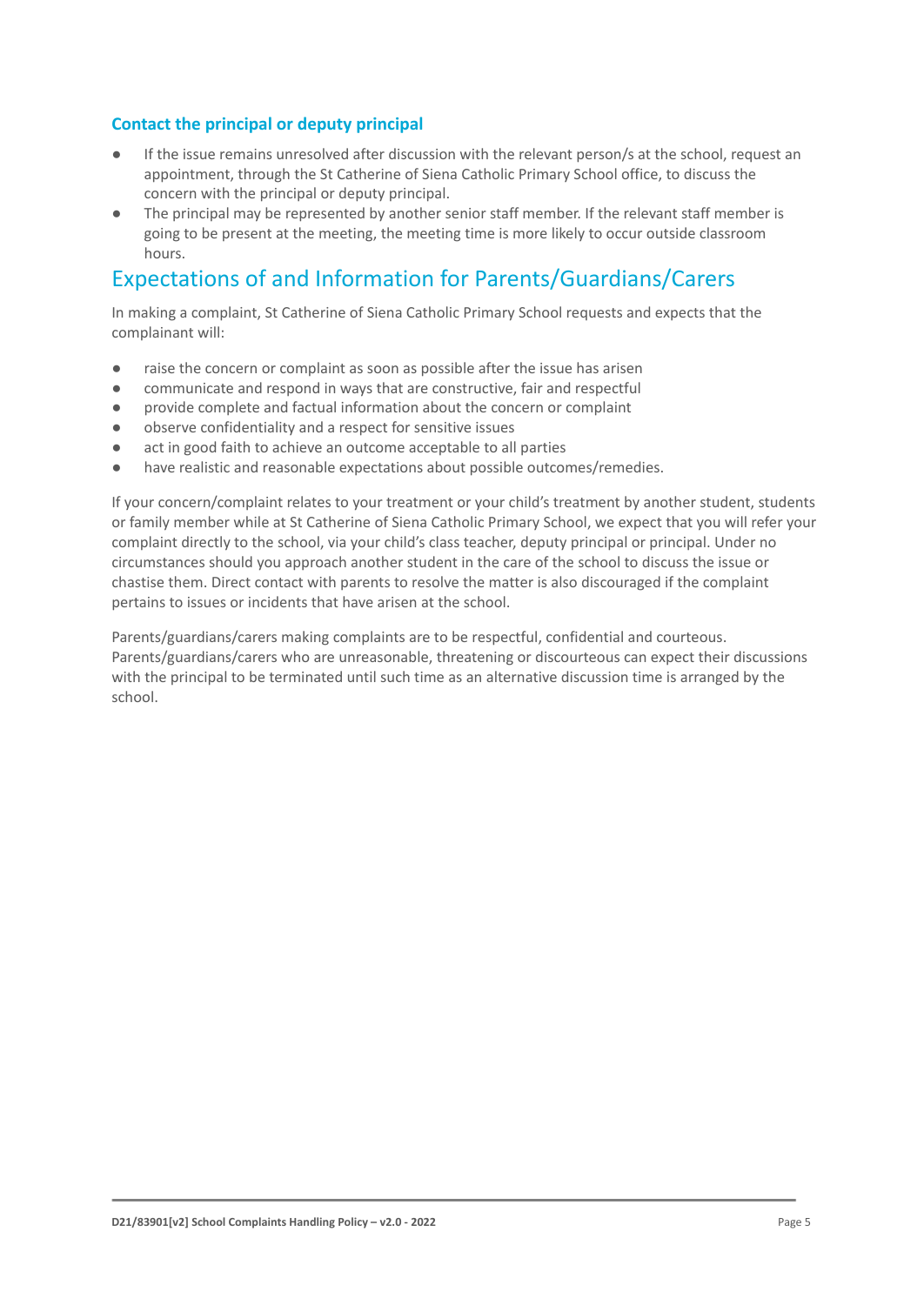### Contact the principal or deputy principal

- If the issue remains unresolved after discussion with the relevant person/s at the school, request an appointment, through the St Catherine of Siena Catholic Primary School office, to discuss the concern with the principal or deputy principal.
- The principal may be represented by another senior staff member. If the relevant staff member is going to be present at the meeting, the meeting time is more likely to occur outside classroom hours.

## Expectations of and Information for Parents/Guardians/Carers

In making a complaint, St Catherine of Siena Catholic Primary School requests and expects that the complainant will:

- raise the concern or complaint as soon as possible after the issue has arisen
- communicate and respond in ways that are constructive, fair and respectful
- provide complete and factual information about the concern or complaint
- observe confidentiality and a respect for sensitive issues
- act in good faith to achieve an outcome acceptable to all parties
- have realistic and reasonable expectations about possible outcomes/remedies.

If your concern/complaint relates to your treatment or your child's treatment by another student, students or family member while at St Catherine of Siena Catholic Primary School, we expect that you will refer your complaint directly to the school, via your child's class teacher, deputy principal or principal. Under no circumstances should you approach another student in the care of the school to discuss the issue or chastise them. Direct contact with parents to resolve the matter is also discouraged if the complaint pertains to issues or incidents that have arisen at the school.

Parents/guardians/carers making complaints are to be respectful, confidential and courteous. Parents/guardians/carers who are unreasonable, threatening or discourteous can expect their discussions with the principal to be terminated until such time as an alternative discussion time is arranged by the school.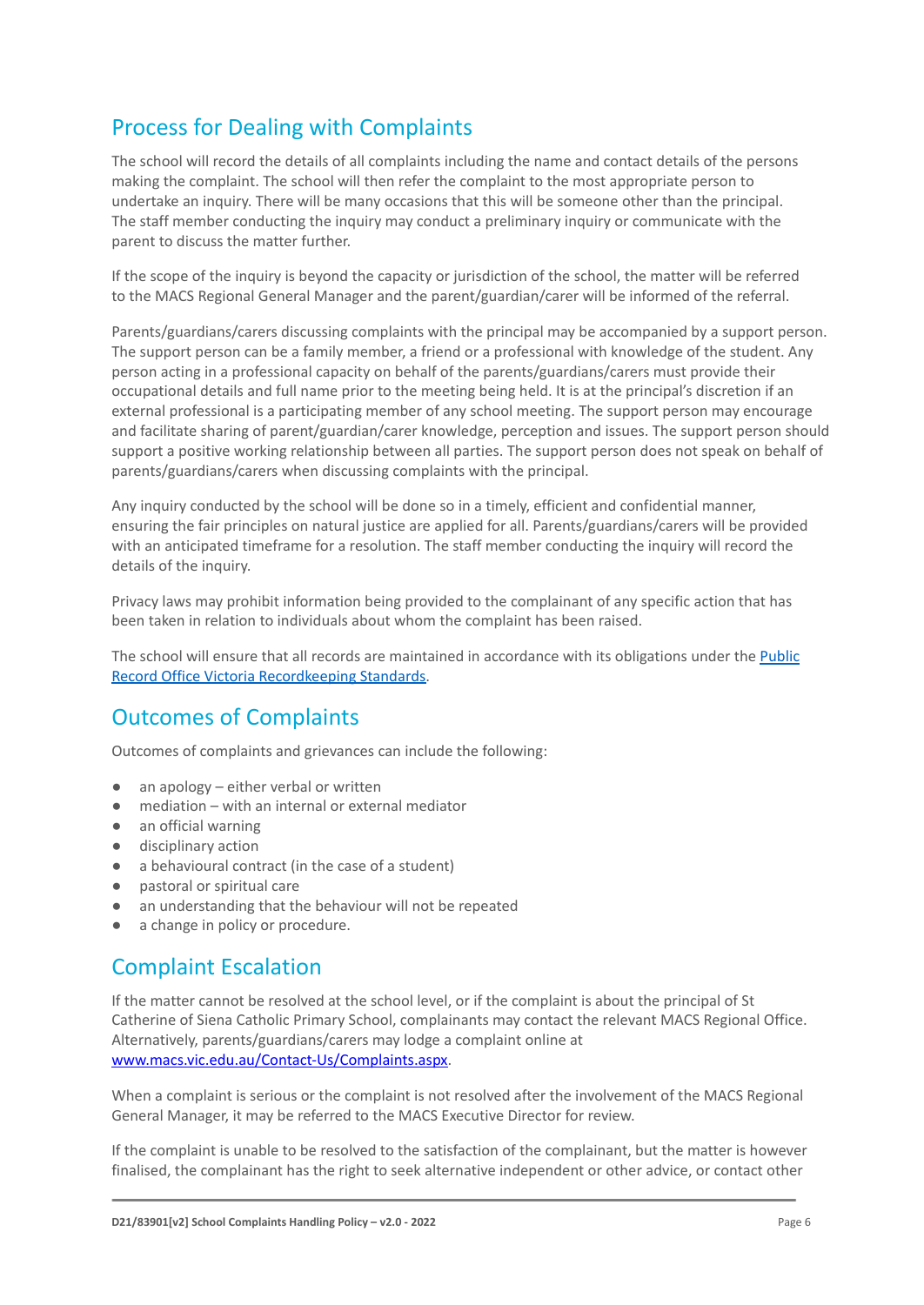## Process for Dealing with Complaints

The school will record the details of all complaints including the name and contact details of the persons making the complaint. The school will then refer the complaint to the most appropriate person to undertake an inquiry. There will be many occasions that this will be someone other than the principal. The staff member conducting the inquiry may conduct a preliminary inquiry or communicate with the parent to discuss the matter further.

If the scope of the inquiry is beyond the capacity or jurisdiction of the school, the matter will be referred to the MACS Regional General Manager and the parent/guardian/carer will be informed of the referral.

Parents/guardians/carers discussing complaints with the principal may be accompanied by a support person. The support person can be a family member, a friend or a professional with knowledge of the student. Any person acting in a professional capacity on behalf of the parents/guardians/carers must provide their occupational details and full name prior to the meeting being held. It is at the principal's discretion if an external professional is a participating member of any school meeting. The support person may encourage and facilitate sharing of parent/guardian/carer knowledge, perception and issues. The support person should support a positive working relationship between all parties. The support person does not speak on behalf of parents/guardians/carers when discussing complaints with the principal.

Any inquiry conducted by the school will be done so in a timely, efficient and confidential manner, ensuring the fair principles on natural justice are applied for all. Parents/guardians/carers will be provided with an anticipated timeframe for a resolution. The staff member conducting the inquiry will record the details of the inquiry.

Privacy laws may prohibit information being provided to the complainant of any specific action that has been taken in relation to individuals about whom the complaint has been raised.

The school will ensure that all records are maintained in accordance with its obligations under the Public Record Office Victoria Recordkeeping Standards.

## Outcomes of Complaints

Outcomes of complaints and grievances can include the following:

- an apology – either verbal or written
- mediation – with an internal or external mediator
- an official warning
- disciplinary action
- a behavioural contract (in the case of a student)
- pastoral or spiritual care
- an understanding that the behaviour will not be repeated
- a change in policy or procedure.

## Complaint Escalation

If the matter cannot be resolved at the school level, or if the complaint is about the principal of St Catherine of Siena Catholic Primary School, complainants may contact the relevant MACS Regional Office. Alternatively, parents/guardians/carers may lodge a complaint online at www.macs.vic.edu.au/Contact-Us/Complaints.aspx.

When a complaint is serious or the complaint is not resolved after the involvement of the MACS Regional General Manager, it may be referred to the MACS Executive Director for review.

If the complaint is unable to be resolved to the satisfaction of the complainant, but the matter is however finalised, the complainant has the right to seek alternative independent or other advice, or contact other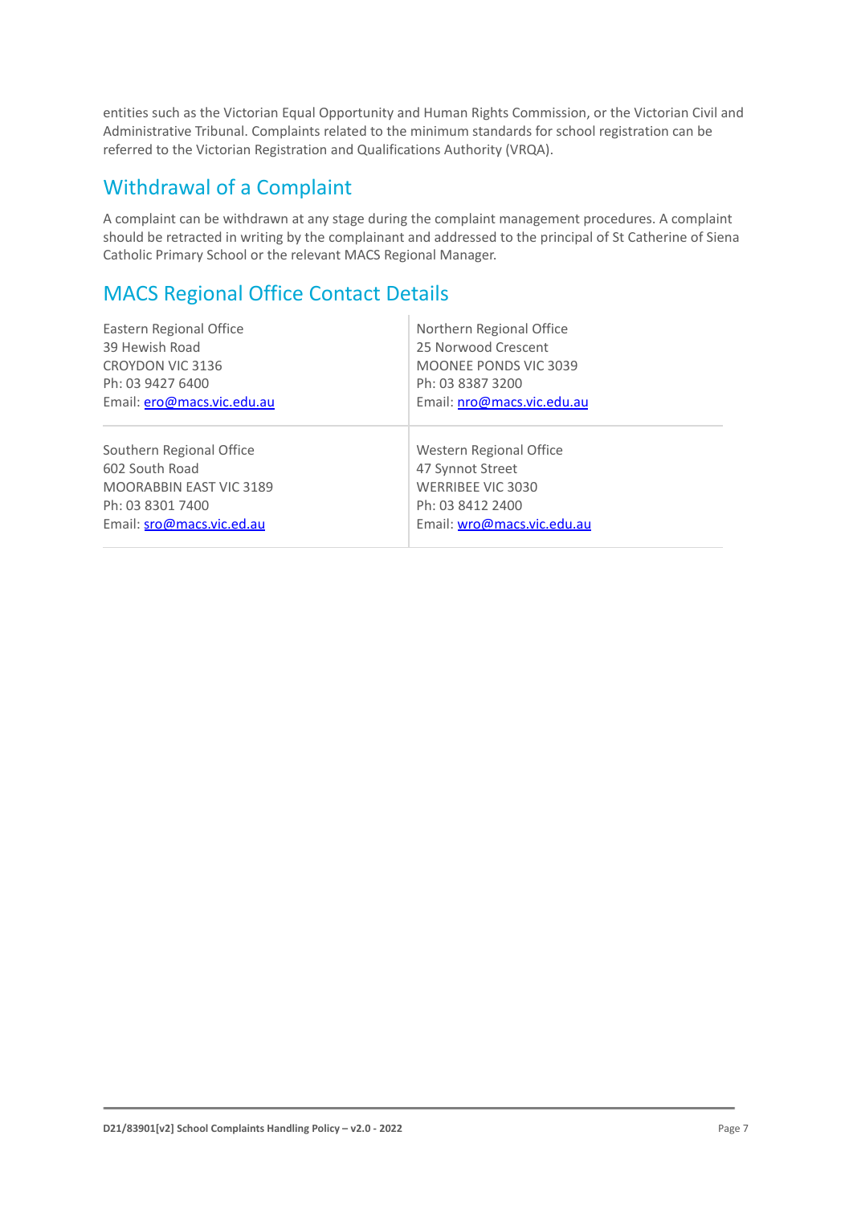entities such as the Victorian Equal Opportunity and Human Rights Commission, or the Victorian Civil and Administrative Tribunal. Complaints related to the minimum standards for school registration can be referred to the Victorian Registration and Qualifications Authority (VRQA).

## Withdrawal of a Complaint

A complaint can be withdrawn at any stage during the complaint management procedures. A complaint should be retracted in writing by the complainant and addressed to the principal of St Catherine of Siena Catholic Primary School or the relevant MACS Regional Manager.

## MACS Regional Office Contact Details

| | |
|---|---|
| Eastern Regional Office<br>39 Hewish Road<br>CROYDON VIC 3136<br>Ph: 03 9427 6400<br>Email: ero@macs.vic.edu.au | Northern Regional Office<br>25 Norwood Crescent<br>MOONEE PONDS VIC 3039<br>Ph: 03 8387 3200<br>Email: nro@macs.vic.edu.au |
| Southern Regional Office<br>602 South Road<br>MOORABBIN EAST VIC 3189<br>Ph: 03 8301 7400<br>Email: sro@macs.vic.ed.au | Western Regional Office<br>47 Synnot Street<br>WERRIBEE VIC 3030<br>Ph: 03 8412 2400<br>Email: wro@macs.vic.edu.au |